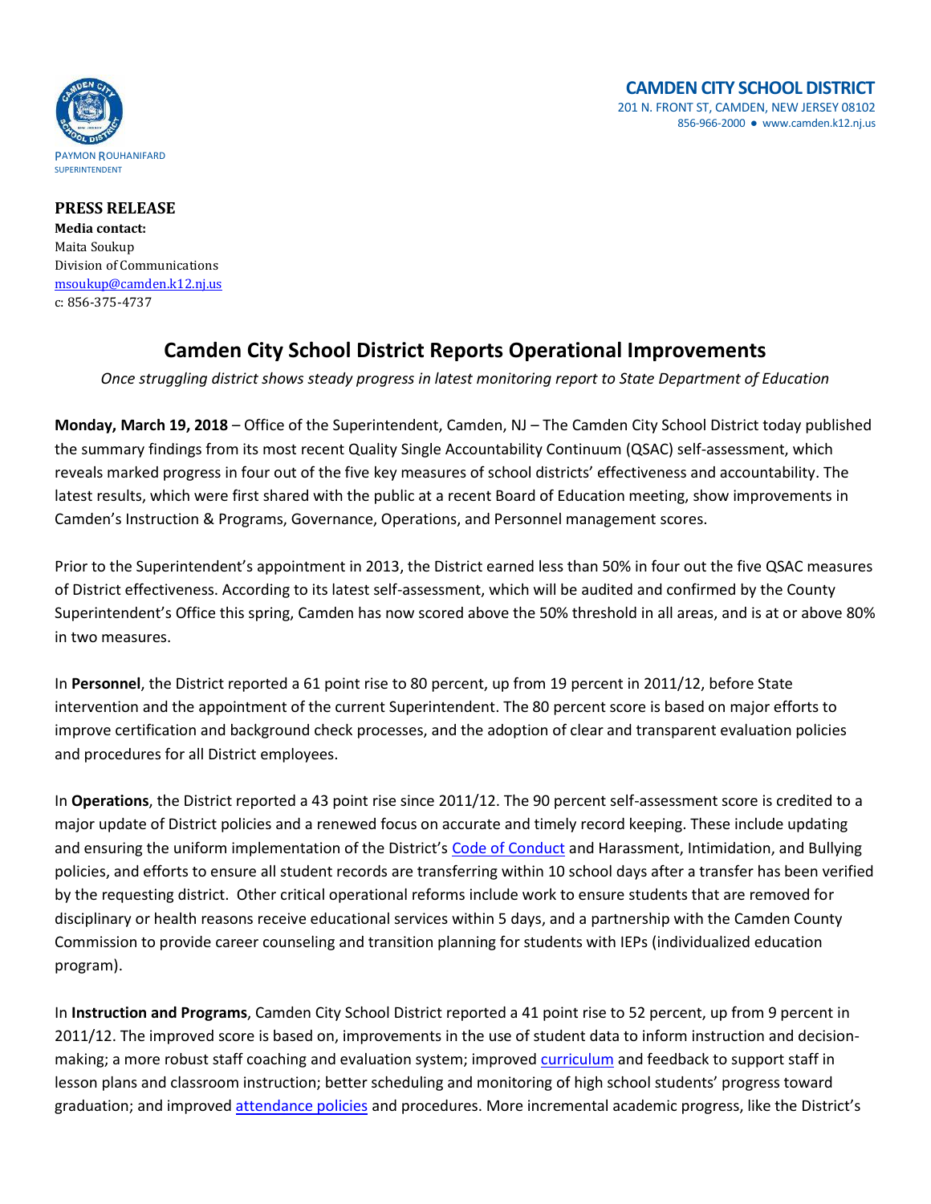PAYMON ROUHANIFARD
SUPERINTENDENT

**CAMDEN CITY SCHOOL DISTRICT**
201 N. FRONT ST, CAMDEN, NEW JERSEY 08102
856-966-2000 ● www.camden.k12.nj.us

**PRESS RELEASE**
**Media contact:**
Maita Soukup
Division of Communications
msoukup@camden.k12.nj.us
c: 856-375-4737

# Camden City School District Reports Operational Improvements

*Once struggling district shows steady progress in latest monitoring report to State Department of Education*

**Monday, March 19, 2018** – Office of the Superintendent, Camden, NJ – The Camden City School District today published the summary findings from its most recent Quality Single Accountability Continuum (QSAC) self-assessment, which reveals marked progress in four out of the five key measures of school districts' effectiveness and accountability. The latest results, which were first shared with the public at a recent Board of Education meeting, show improvements in Camden's Instruction & Programs, Governance, Operations, and Personnel management scores.

Prior to the Superintendent's appointment in 2013, the District earned less than 50% in four out the five QSAC measures of District effectiveness. According to its latest self-assessment, which will be audited and confirmed by the County Superintendent's Office this spring, Camden has now scored above the 50% threshold in all areas, and is at or above 80% in two measures.

In **Personnel**, the District reported a 61 point rise to 80 percent, up from 19 percent in 2011/12, before State intervention and the appointment of the current Superintendent. The 80 percent score is based on major efforts to improve certification and background check processes, and the adoption of clear and transparent evaluation policies and procedures for all District employees.

In **Operations**, the District reported a 43 point rise since 2011/12. The 90 percent self-assessment score is credited to a major update of District policies and a renewed focus on accurate and timely record keeping. These include updating and ensuring the uniform implementation of the District's Code of Conduct and Harassment, Intimidation, and Bullying policies, and efforts to ensure all student records are transferring within 10 school days after a transfer has been verified by the requesting district. Other critical operational reforms include work to ensure students that are removed for disciplinary or health reasons receive educational services within 5 days, and a partnership with the Camden County Commission to provide career counseling and transition planning for students with IEPs (individualized education program).

In **Instruction and Programs**, Camden City School District reported a 41 point rise to 52 percent, up from 9 percent in 2011/12. The improved score is based on, improvements in the use of student data to inform instruction and decision-making; a more robust staff coaching and evaluation system; improved curriculum and feedback to support staff in lesson plans and classroom instruction; better scheduling and monitoring of high school students' progress toward graduation; and improved attendance policies and procedures. More incremental academic progress, like the District's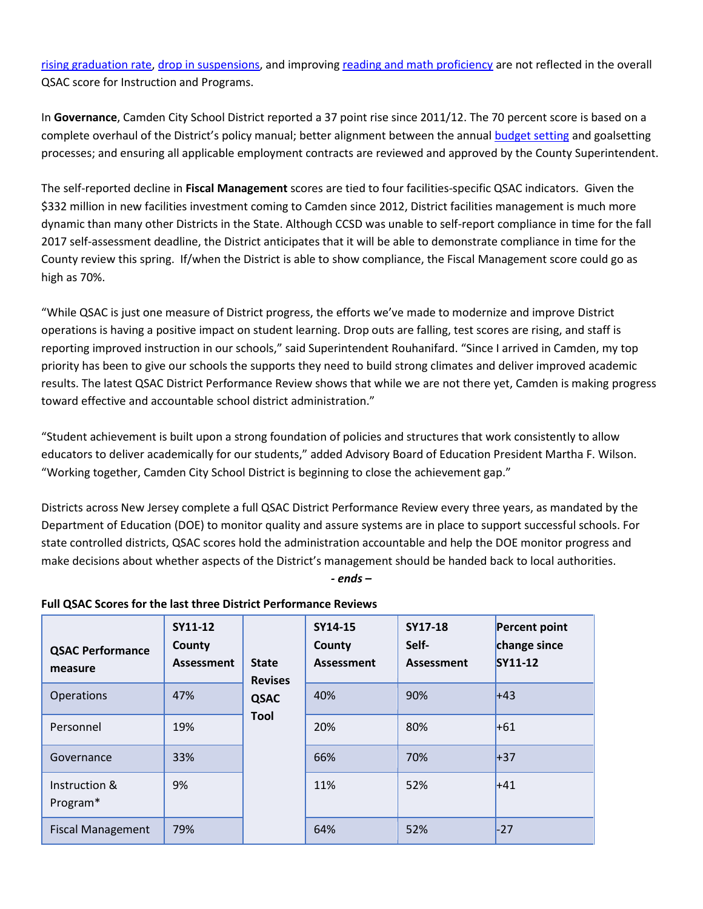rising graduation rate, drop in suspensions, and improving reading and math proficiency are not reflected in the overall QSAC score for Instruction and Programs.

In **Governance**, Camden City School District reported a 37 point rise since 2011/12. The 70 percent score is based on a complete overhaul of the District's policy manual; better alignment between the annual budget setting and goalsetting processes; and ensuring all applicable employment contracts are reviewed and approved by the County Superintendent.

The self-reported decline in **Fiscal Management** scores are tied to four facilities-specific QSAC indicators. Given the $332 million in new facilities investment coming to Camden since 2012, District facilities management is much more dynamic than many other Districts in the State. Although CCSD was unable to self-report compliance in time for the fall 2017 self-assessment deadline, the District anticipates that it will be able to demonstrate compliance in time for the County review this spring. If/when the District is able to show compliance, the Fiscal Management score could go as high as 70%.

"While QSAC is just one measure of District progress, the efforts we've made to modernize and improve District operations is having a positive impact on student learning. Drop outs are falling, test scores are rising, and staff is reporting improved instruction in our schools," said Superintendent Rouhanifard. "Since I arrived in Camden, my top priority has been to give our schools the supports they need to build strong climates and deliver improved academic results. The latest QSAC District Performance Review shows that while we are not there yet, Camden is making progress toward effective and accountable school district administration."

"Student achievement is built upon a strong foundation of policies and structures that work consistently to allow educators to deliver academically for our students," added Advisory Board of Education President Martha F. Wilson. "Working together, Camden City School District is beginning to close the achievement gap."

Districts across New Jersey complete a full QSAC District Performance Review every three years, as mandated by the Department of Education (DOE) to monitor quality and assure systems are in place to support successful schools. For state controlled districts, QSAC scores hold the administration accountable and help the DOE monitor progress and make decisions about whether aspects of the District's management should be handed back to local authorities.

***- ends –***

**Full QSAC Scores for the last three District Performance Reviews**

| QSAC Performance measure | SY11-12 County Assessment | State Revises QSAC Tool | SY14-15 County Assessment | SY17-18 Self-Assessment | Percent point change since SY11-12 |
|---|---|---|---|---|---|
| Operations | 47% | | 40% | 90% | +43 |
| Personnel | 19% | | 20% | 80% | +61 |
| Governance | 33% | | 66% | 70% | +37 |
| Instruction & Program* | 9% | | 11% | 52% | +41 |
| Fiscal Management | 79% | | 64% | 52% | -27 |